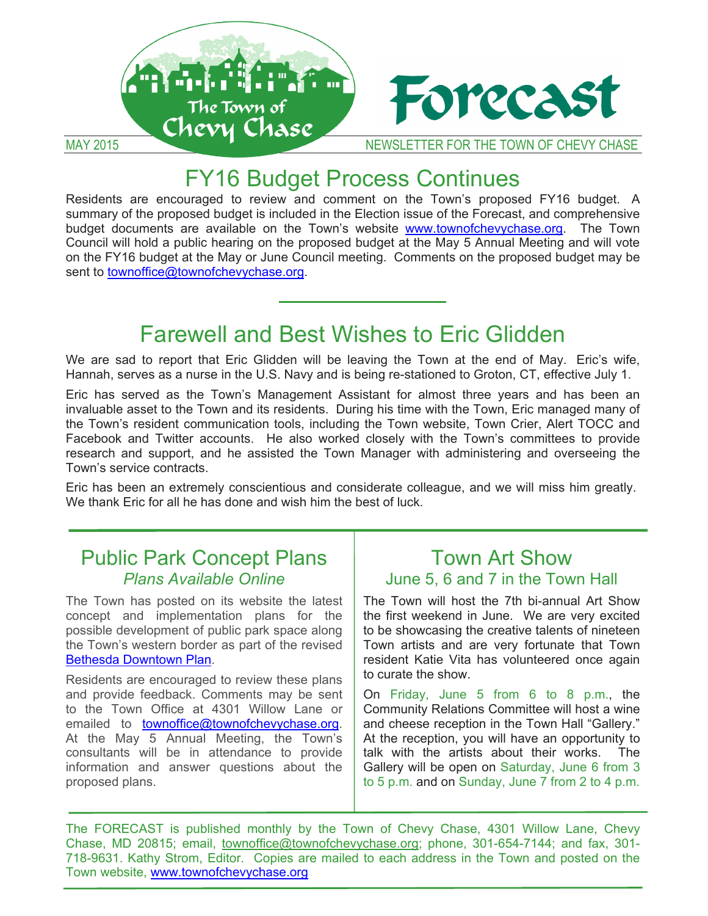# The Town of Chevy Chase Forecast

MAY 2015 — NEWSLETTER FOR THE TOWN OF CHEVY CHASE

## FY16 Budget Process Continues

Residents are encouraged to review and comment on the Town's proposed FY16 budget. A summary of the proposed budget is included in the Election issue of the Forecast, and comprehensive budget documents are available on the Town's website www.townofchevychase.org. The Town Council will hold a public hearing on the proposed budget at the May 5 Annual Meeting and will vote on the FY16 budget at the May or June Council meeting. Comments on the proposed budget may be sent to townoffice@townofchevychase.org.

## Farewell and Best Wishes to Eric Glidden

We are sad to report that Eric Glidden will be leaving the Town at the end of May. Eric's wife, Hannah, serves as a nurse in the U.S. Navy and is being re-stationed to Groton, CT, effective July 1.

Eric has served as the Town's Management Assistant for almost three years and has been an invaluable asset to the Town and its residents. During his time with the Town, Eric managed many of the Town's resident communication tools, including the Town website, Town Crier, Alert TOCC and Facebook and Twitter accounts. He also worked closely with the Town's committees to provide research and support, and he assisted the Town Manager with administering and overseeing the Town's service contracts.

Eric has been an extremely conscientious and considerate colleague, and we will miss him greatly. We thank Eric for all he has done and wish him the best of luck.

## Public Park Concept Plans

*Plans Available Online*

The Town has posted on its website the latest concept and implementation plans for the possible development of public park space along the Town's western border as part of the revised Bethesda Downtown Plan.

Residents are encouraged to review these plans and provide feedback. Comments may be sent to the Town Office at 4301 Willow Lane or emailed to townoffice@townofchevychase.org. At the May 5 Annual Meeting, the Town's consultants will be in attendance to provide information and answer questions about the proposed plans.

## Town Art Show

June 5, 6 and 7 in the Town Hall

The Town will host the 7th bi-annual Art Show the first weekend in June. We are very excited to be showcasing the creative talents of nineteen Town artists and are very fortunate that Town resident Katie Vita has volunteered once again to curate the show.

On Friday, June 5 from 6 to 8 p.m., the Community Relations Committee will host a wine and cheese reception in the Town Hall "Gallery." At the reception, you will have an opportunity to talk with the artists about their works. The Gallery will be open on Saturday, June 6 from 3 to 5 p.m. and on Sunday, June 7 from 2 to 4 p.m.

---

The FORECAST is published monthly by the Town of Chevy Chase, 4301 Willow Lane, Chevy Chase, MD 20815; email, townoffice@townofchevychase.org; phone, 301-654-7144; and fax, 301-718-9631. Kathy Strom, Editor. Copies are mailed to each address in the Town and posted on the Town website, www.townofchevychase.org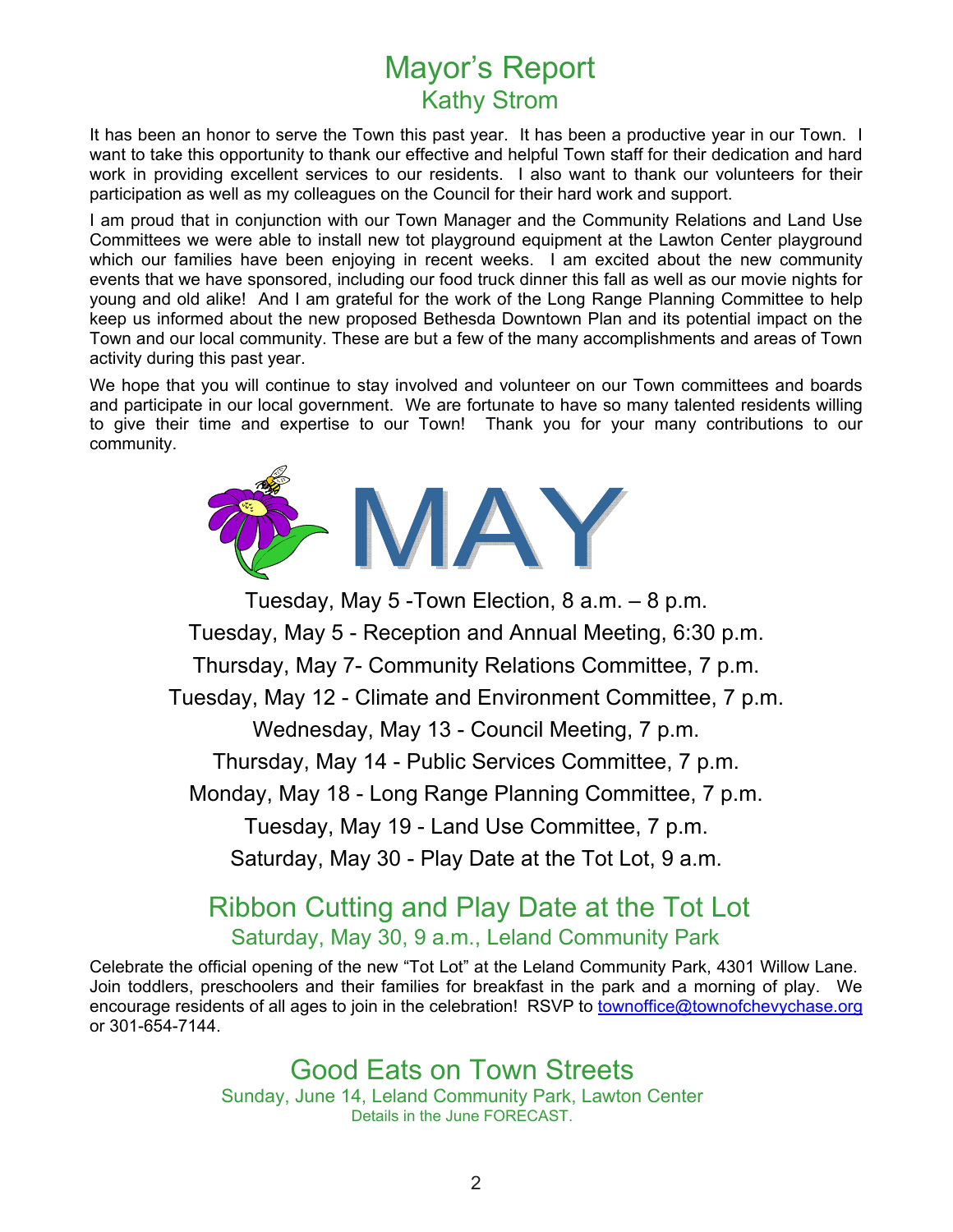# Mayor's Report

## Kathy Strom

It has been an honor to serve the Town this past year. It has been a productive year in our Town. I want to take this opportunity to thank our effective and helpful Town staff for their dedication and hard work in providing excellent services to our residents. I also want to thank our volunteers for their participation as well as my colleagues on the Council for their hard work and support.

I am proud that in conjunction with our Town Manager and the Community Relations and Land Use Committees we were able to install new tot playground equipment at the Lawton Center playground which our families have been enjoying in recent weeks. I am excited about the new community events that we have sponsored, including our food truck dinner this fall as well as our movie nights for young and old alike! And I am grateful for the work of the Long Range Planning Committee to help keep us informed about the new proposed Bethesda Downtown Plan and its potential impact on the Town and our local community. These are but a few of the many accomplishments and areas of Town activity during this past year.

We hope that you will continue to stay involved and volunteer on our Town committees and boards and participate in our local government. We are fortunate to have so many talented residents willing to give their time and expertise to our Town! Thank you for your many contributions to our community.

# MAY

Tuesday, May 5 -Town Election, 8 a.m. – 8 p.m.

Tuesday, May 5 - Reception and Annual Meeting, 6:30 p.m.

Thursday, May 7- Community Relations Committee, 7 p.m.

Tuesday, May 12 - Climate and Environment Committee, 7 p.m.

Wednesday, May 13 - Council Meeting, 7 p.m.

Thursday, May 14 - Public Services Committee, 7 p.m.

Monday, May 18 - Long Range Planning Committee, 7 p.m.

Tuesday, May 19 - Land Use Committee, 7 p.m.

Saturday, May 30 - Play Date at the Tot Lot, 9 a.m.

# Ribbon Cutting and Play Date at the Tot Lot

## Saturday, May 30, 9 a.m., Leland Community Park

Celebrate the official opening of the new "Tot Lot" at the Leland Community Park, 4301 Willow Lane. Join toddlers, preschoolers and their families for breakfast in the park and a morning of play. We encourage residents of all ages to join in the celebration! RSVP to townoffice@townofchevychase.org or 301-654-7144.

# Good Eats on Town Streets

## Sunday, June 14, Leland Community Park, Lawton Center

Details in the June FORECAST.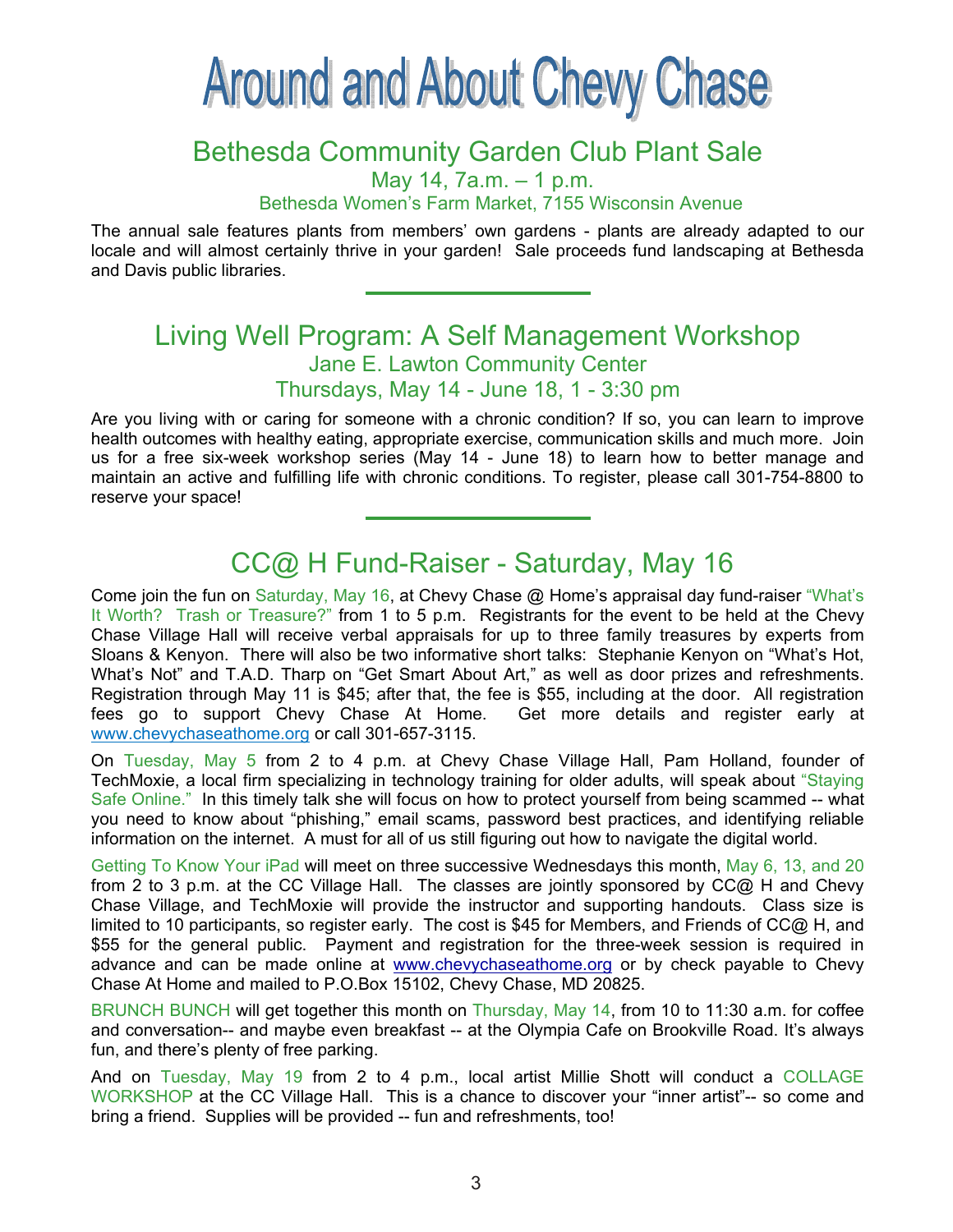# Around and About Chevy Chase

## Bethesda Community Garden Club Plant Sale

May 14, 7a.m. – 1 p.m.

Bethesda Women's Farm Market, 7155 Wisconsin Avenue

The annual sale features plants from members' own gardens - plants are already adapted to our locale and will almost certainly thrive in your garden! Sale proceeds fund landscaping at Bethesda and Davis public libraries.

---

## Living Well Program: A Self Management Workshop

Jane E. Lawton Community Center

Thursdays, May 14 - June 18, 1 - 3:30 pm

Are you living with or caring for someone with a chronic condition? If so, you can learn to improve health outcomes with healthy eating, appropriate exercise, communication skills and much more. Join us for a free six-week workshop series (May 14 - June 18) to learn how to better manage and maintain an active and fulfilling life with chronic conditions. To register, please call 301-754-8800 to reserve your space!

---

## CC@ H Fund-Raiser - Saturday, May 16

Come join the fun on Saturday, May 16, at Chevy Chase @ Home's appraisal day fund-raiser "What's It Worth? Trash or Treasure?" from 1 to 5 p.m. Registrants for the event to be held at the Chevy Chase Village Hall will receive verbal appraisals for up to three family treasures by experts from Sloans & Kenyon. There will also be two informative short talks: Stephanie Kenyon on "What's Hot, What's Not" and T.A.D. Tharp on "Get Smart About Art," as well as door prizes and refreshments. Registration through May 11 is $45; after that, the fee is $55, including at the door. All registration fees go to support Chevy Chase At Home. Get more details and register early at www.chevychaseathome.org or call 301-657-3115.

On Tuesday, May 5 from 2 to 4 p.m. at Chevy Chase Village Hall, Pam Holland, founder of TechMoxie, a local firm specializing in technology training for older adults, will speak about "Staying Safe Online." In this timely talk she will focus on how to protect yourself from being scammed -- what you need to know about "phishing," email scams, password best practices, and identifying reliable information on the internet. A must for all of us still figuring out how to navigate the digital world.

Getting To Know Your iPad will meet on three successive Wednesdays this month, May 6, 13, and 20 from 2 to 3 p.m. at the CC Village Hall. The classes are jointly sponsored by CC@ H and Chevy Chase Village, and TechMoxie will provide the instructor and supporting handouts. Class size is limited to 10 participants, so register early. The cost is $45 for Members, and Friends of CC@ H, and $55 for the general public. Payment and registration for the three-week session is required in advance and can be made online at www.chevychaseathome.org or by check payable to Chevy Chase At Home and mailed to P.O.Box 15102, Chevy Chase, MD 20825.

BRUNCH BUNCH will get together this month on Thursday, May 14, from 10 to 11:30 a.m. for coffee and conversation-- and maybe even breakfast -- at the Olympia Cafe on Brookville Road. It's always fun, and there's plenty of free parking.

And on Tuesday, May 19 from 2 to 4 p.m., local artist Millie Shott will conduct a COLLAGE WORKSHOP at the CC Village Hall. This is a chance to discover your "inner artist"-- so come and bring a friend. Supplies will be provided -- fun and refreshments, too!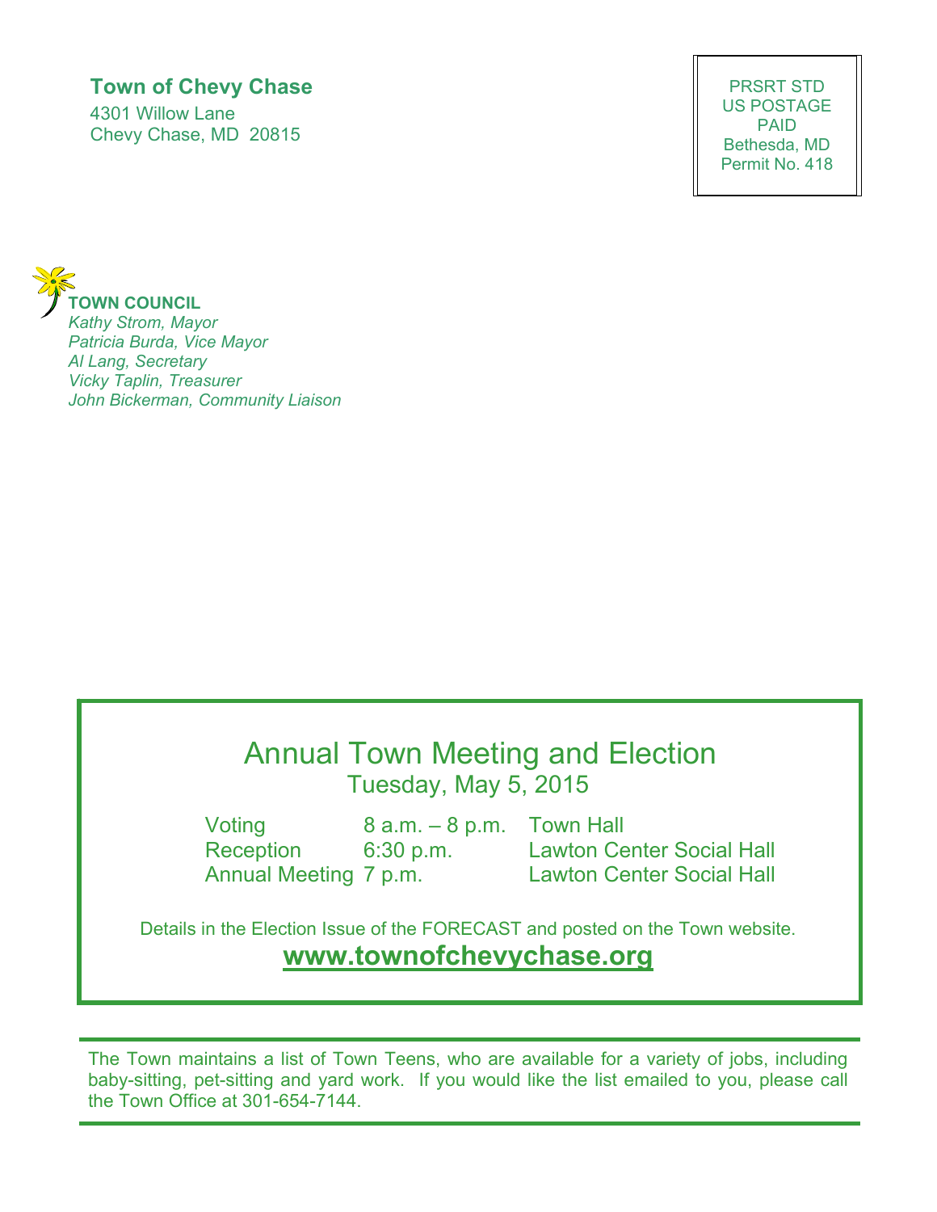**Town of Chevy Chase**
4301 Willow Lane
Chevy Chase, MD 20815

PRSRT STD
US POSTAGE
PAID
Bethesda, MD
Permit No. 418

**TOWN COUNCIL**
*Kathy Strom, Mayor*
*Patricia Burda, Vice Mayor*
*Al Lang, Secretary*
*Vicky Taplin, Treasurer*
*John Bickerman, Community Liaison*

## Annual Town Meeting and Election

### Tuesday, May 5, 2015

| | | |
|---|---|---|
| Voting | 8 a.m. – 8 p.m. | Town Hall |
| Reception | 6:30 p.m. | Lawton Center Social Hall |
| Annual Meeting | 7 p.m. | Lawton Center Social Hall |

Details in the Election Issue of the FORECAST and posted on the Town website.

**www.townofchevychase.org**

The Town maintains a list of Town Teens, who are available for a variety of jobs, including baby-sitting, pet-sitting and yard work. If you would like the list emailed to you, please call the Town Office at 301-654-7144.